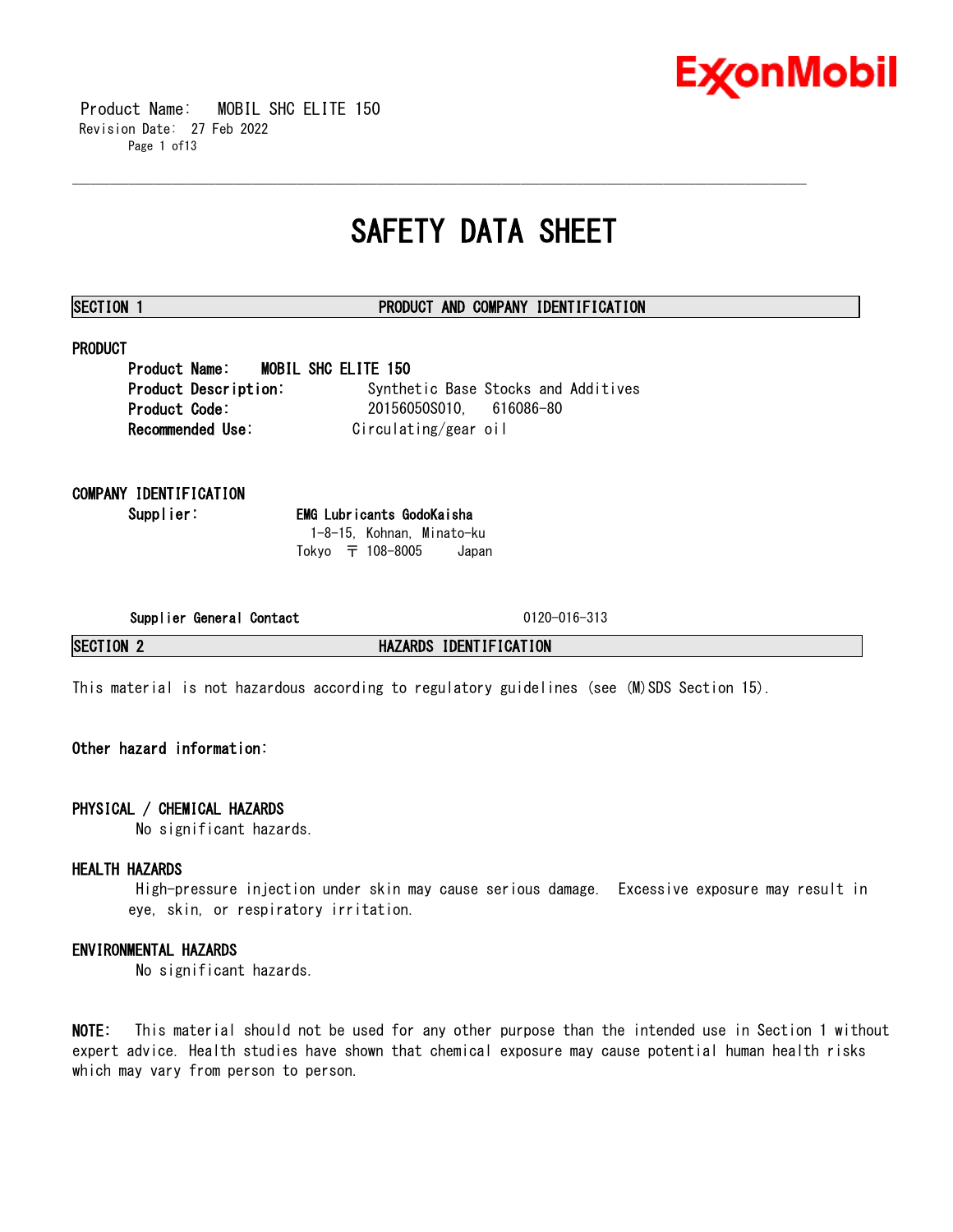# SAFETY DATA SHEET

## SECTION 1 PRODUCT AND COMPANY IDENTIFICATION

### PRODUCT

**Product Name:** MOBIL SHC ELITE 150
**Product Description:** Synthetic Base Stocks and Additives
**Product Code:** 20156050S010, 616086-80
**Recommended Use:** Circulating/gear oil

### COMPANY IDENTIFICATION

**Supplier:** **EMG Lubricants GodoKaisha**
1-8-15, Kohnan, Minato-ku
Tokyo 〒 108-8005 Japan

**Supplier General Contact** 0120-016-313

## SECTION 2 HAZARDS IDENTIFICATION

This material is not hazardous according to regulatory guidelines (see (M)SDS Section 15).

**Other hazard information:**

### PHYSICAL / CHEMICAL HAZARDS

No significant hazards.

### HEALTH HAZARDS

High-pressure injection under skin may cause serious damage. Excessive exposure may result in eye, skin, or respiratory irritation.

### ENVIRONMENTAL HAZARDS

No significant hazards.

**NOTE:** This material should not be used for any other purpose than the intended use in Section 1 without expert advice. Health studies have shown that chemical exposure may cause potential human health risks which may vary from person to person.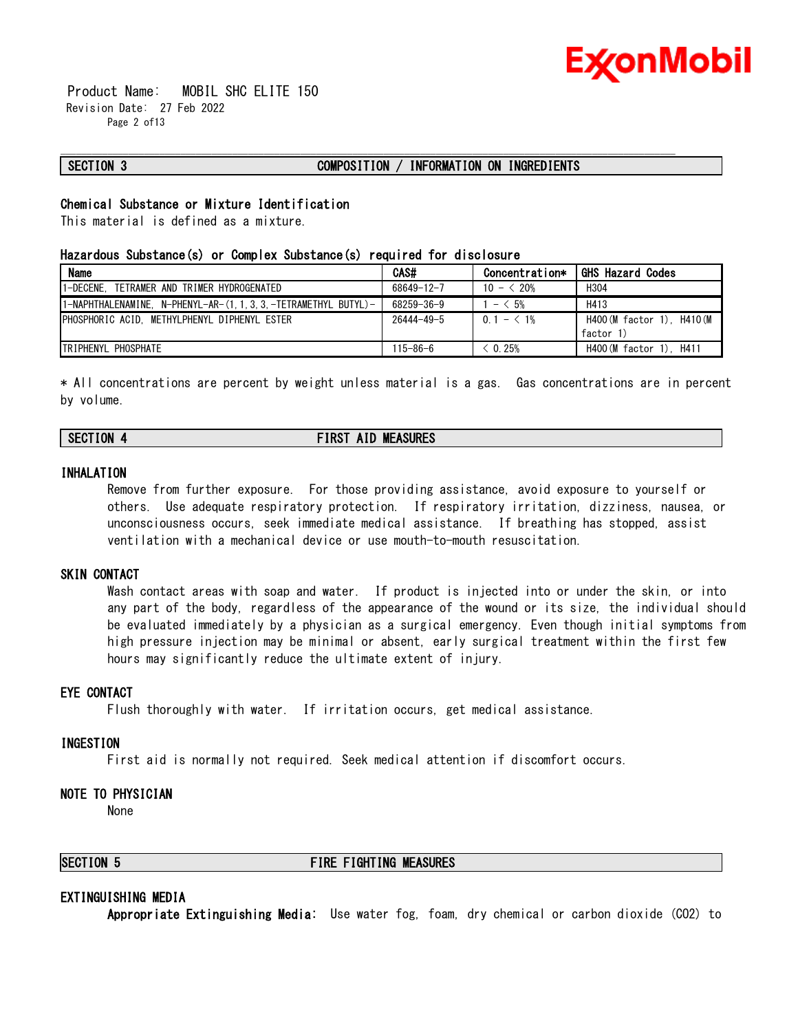## SECTION 3 COMPOSITION / INFORMATION ON INGREDIENTS

### Chemical Substance or Mixture Identification

This material is defined as a mixture.

### Hazardous Substance(s) or Complex Substance(s) required for disclosure

| Name | CAS# | Concentration* | GHS Hazard Codes |
|---|---|---|---|
| 1-DECENE, TETRAMER AND TRIMER HYDROGENATED | 68649-12-7 | 10 - < 20% | H304 |
| 1-NAPHTHALENAMINE, N-PHENYL-AR-(1,1,3,3,-TETRAMETHYL BUTYL)- | 68259-36-9 | 1 - < 5% | H413 |
| PHOSPHORIC ACID, METHYLPHENYL DIPHENYL ESTER | 26444-49-5 | 0.1 - < 1% | H400(M factor 1), H410(M factor 1) |
| TRIPHENYL PHOSPHATE | 115-86-6 | < 0.25% | H400(M factor 1), H411 |

* All concentrations are percent by weight unless material is a gas. Gas concentrations are in percent by volume.

## SECTION 4 FIRST AID MEASURES

### INHALATION

Remove from further exposure. For those providing assistance, avoid exposure to yourself or others. Use adequate respiratory protection. If respiratory irritation, dizziness, nausea, or unconsciousness occurs, seek immediate medical assistance. If breathing has stopped, assist ventilation with a mechanical device or use mouth-to-mouth resuscitation.

### SKIN CONTACT

Wash contact areas with soap and water. If product is injected into or under the skin, or into any part of the body, regardless of the appearance of the wound or its size, the individual should be evaluated immediately by a physician as a surgical emergency. Even though initial symptoms from high pressure injection may be minimal or absent, early surgical treatment within the first few hours may significantly reduce the ultimate extent of injury.

### EYE CONTACT

Flush thoroughly with water. If irritation occurs, get medical assistance.

### INGESTION

First aid is normally not required. Seek medical attention if discomfort occurs.

### NOTE TO PHYSICIAN

None

## SECTION 5 FIRE FIGHTING MEASURES

### EXTINGUISHING MEDIA

**Appropriate Extinguishing Media:** Use water fog, foam, dry chemical or carbon dioxide ($CO_2$) to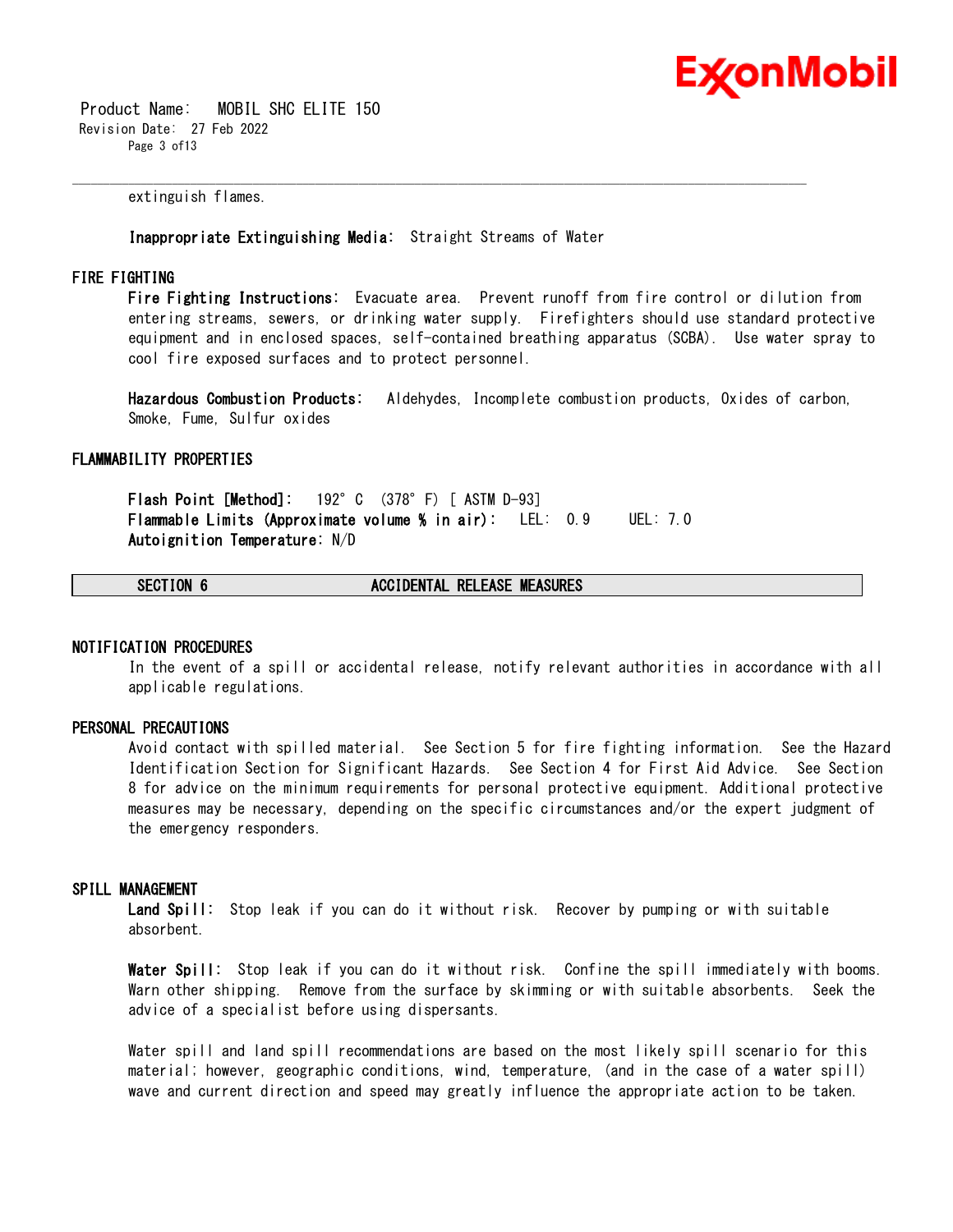extinguish flames.

**Inappropriate Extinguishing Media:** Straight Streams of Water

### FIRE FIGHTING

**Fire Fighting Instructions:** Evacuate area. Prevent runoff from fire control or dilution from entering streams, sewers, or drinking water supply. Firefighters should use standard protective equipment and in enclosed spaces, self-contained breathing apparatus (SCBA). Use water spray to cool fire exposed surfaces and to protect personnel.

**Hazardous Combustion Products:** Aldehydes, Incomplete combustion products, Oxides of carbon, Smoke, Fume, Sulfur oxides

### FLAMMABILITY PROPERTIES

**Flash Point [Method]:** 192°C (378°F) [ ASTM D-93]
**Flammable Limits (Approximate volume % in air):** LEL: 0.9 UEL: 7.0
**Autoignition Temperature:** N/D

## SECTION 6 ACCIDENTAL RELEASE MEASURES

### NOTIFICATION PROCEDURES

In the event of a spill or accidental release, notify relevant authorities in accordance with all applicable regulations.

### PERSONAL PRECAUTIONS

Avoid contact with spilled material. See Section 5 for fire fighting information. See the Hazard Identification Section for Significant Hazards. See Section 4 for First Aid Advice. See Section 8 for advice on the minimum requirements for personal protective equipment. Additional protective measures may be necessary, depending on the specific circumstances and/or the expert judgment of the emergency responders.

### SPILL MANAGEMENT

**Land Spill:** Stop leak if you can do it without risk. Recover by pumping or with suitable absorbent.

**Water Spill:** Stop leak if you can do it without risk. Confine the spill immediately with booms. Warn other shipping. Remove from the surface by skimming or with suitable absorbents. Seek the advice of a specialist before using dispersants.

Water spill and land spill recommendations are based on the most likely spill scenario for this material; however, geographic conditions, wind, temperature, (and in the case of a water spill) wave and current direction and speed may greatly influence the appropriate action to be taken.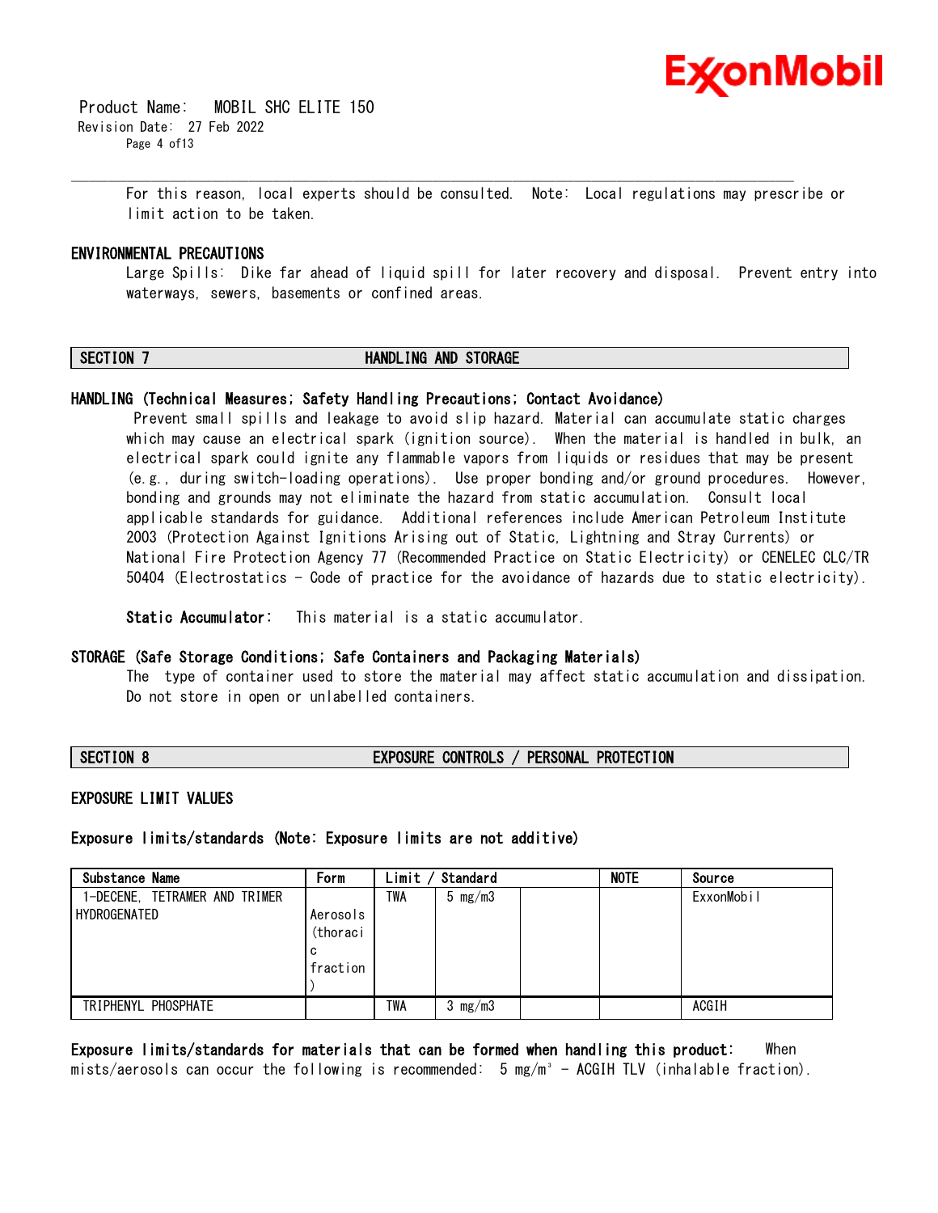For this reason, local experts should be consulted. Note: Local regulations may prescribe or limit action to be taken.

### ENVIRONMENTAL PRECAUTIONS

Large Spills: Dike far ahead of liquid spill for later recovery and disposal. Prevent entry into waterways, sewers, basements or confined areas.

## SECTION 7 HANDLING AND STORAGE

### HANDLING (Technical Measures; Safety Handling Precautions; Contact Avoidance)

Prevent small spills and leakage to avoid slip hazard. Material can accumulate static charges which may cause an electrical spark (ignition source). When the material is handled in bulk, an electrical spark could ignite any flammable vapors from liquids or residues that may be present (e.g., during switch-loading operations). Use proper bonding and/or ground procedures. However, bonding and grounds may not eliminate the hazard from static accumulation. Consult local applicable standards for guidance. Additional references include American Petroleum Institute 2003 (Protection Against Ignitions Arising out of Static, Lightning and Stray Currents) or National Fire Protection Agency 77 (Recommended Practice on Static Electricity) or CENELEC CLC/TR 50404 (Electrostatics - Code of practice for the avoidance of hazards due to static electricity).

**Static Accumulator:** This material is a static accumulator.

### STORAGE (Safe Storage Conditions; Safe Containers and Packaging Materials)

The type of container used to store the material may affect static accumulation and dissipation. Do not store in open or unlabelled containers.

## SECTION 8 EXPOSURE CONTROLS / PERSONAL PROTECTION

### EXPOSURE LIMIT VALUES

**Exposure limits/standards (Note: Exposure limits are not additive)**

| Substance Name | Form | Limit / Standard | | | NOTE | Source |
|---|---|---|---|---|---|---|
| 1-DECENE, TETRAMER AND TRIMER HYDROGENATED | Aerosols (thoracic fraction) | TWA | 5 mg/m3 | | | ExxonMobil |
| TRIPHENYL PHOSPHATE | | TWA | 3 mg/m3 | | | ACGIH |

**Exposure limits/standards for materials that can be formed when handling this product:** When mists/aerosols can occur the following is recommended: 5 mg/m³ - ACGIH TLV (inhalable fraction).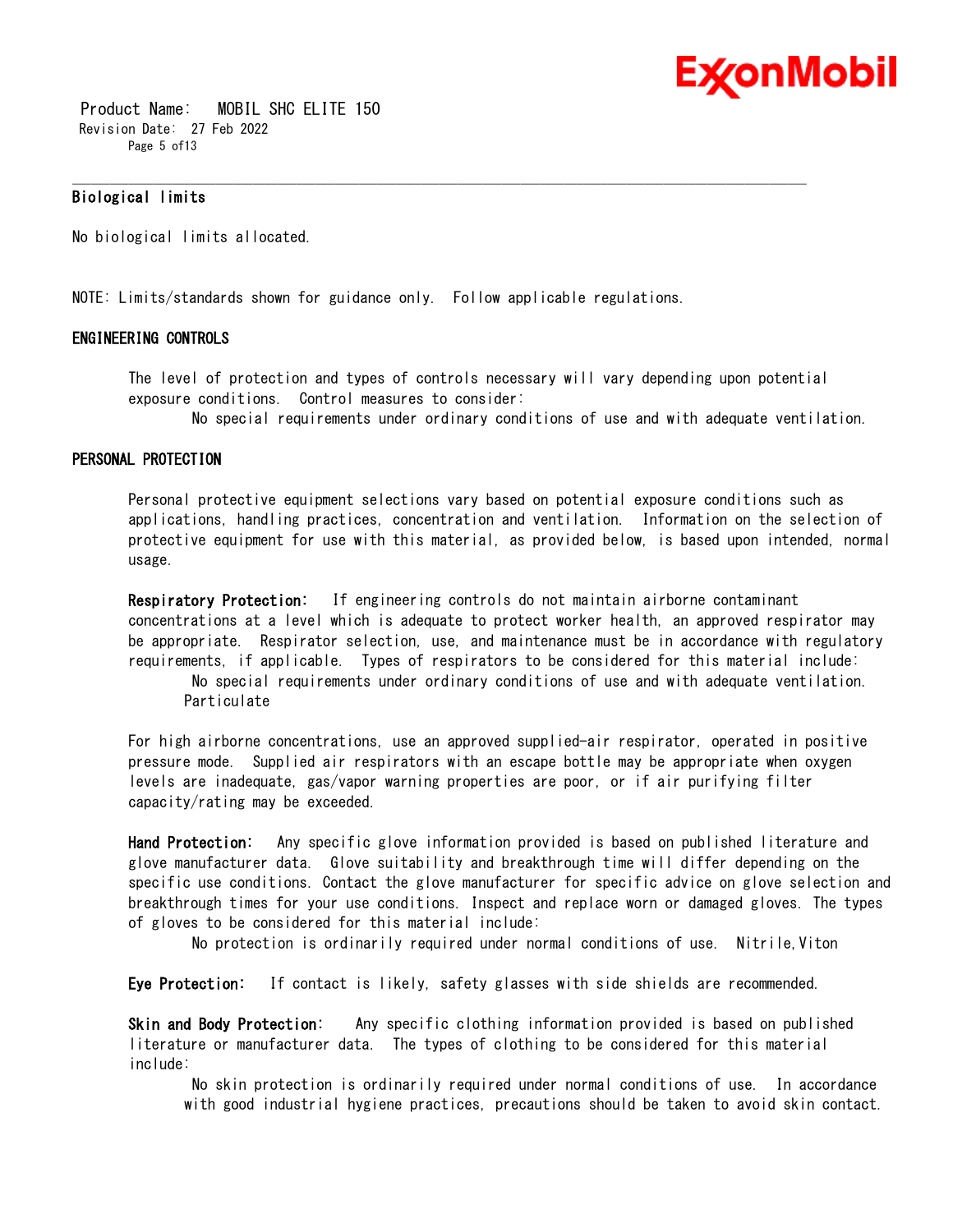### Biological limits

No biological limits allocated.

NOTE: Limits/standards shown for guidance only. Follow applicable regulations.

## ENGINEERING CONTROLS

The level of protection and types of controls necessary will vary depending upon potential exposure conditions. Control measures to consider:

No special requirements under ordinary conditions of use and with adequate ventilation.

## PERSONAL PROTECTION

Personal protective equipment selections vary based on potential exposure conditions such as applications, handling practices, concentration and ventilation. Information on the selection of protective equipment for use with this material, as provided below, is based upon intended, normal usage.

**Respiratory Protection:** If engineering controls do not maintain airborne contaminant concentrations at a level which is adequate to protect worker health, an approved respirator may be appropriate. Respirator selection, use, and maintenance must be in accordance with regulatory requirements, if applicable. Types of respirators to be considered for this material include:

No special requirements under ordinary conditions of use and with adequate ventilation.
Particulate

For high airborne concentrations, use an approved supplied-air respirator, operated in positive pressure mode. Supplied air respirators with an escape bottle may be appropriate when oxygen levels are inadequate, gas/vapor warning properties are poor, or if air purifying filter capacity/rating may be exceeded.

**Hand Protection:** Any specific glove information provided is based on published literature and glove manufacturer data. Glove suitability and breakthrough time will differ depending on the specific use conditions. Contact the glove manufacturer for specific advice on glove selection and breakthrough times for your use conditions. Inspect and replace worn or damaged gloves. The types of gloves to be considered for this material include:

No protection is ordinarily required under normal conditions of use. Nitrile,Viton

**Eye Protection:** If contact is likely, safety glasses with side shields are recommended.

**Skin and Body Protection:** Any specific clothing information provided is based on published literature or manufacturer data. The types of clothing to be considered for this material include:

No skin protection is ordinarily required under normal conditions of use. In accordance with good industrial hygiene practices, precautions should be taken to avoid skin contact.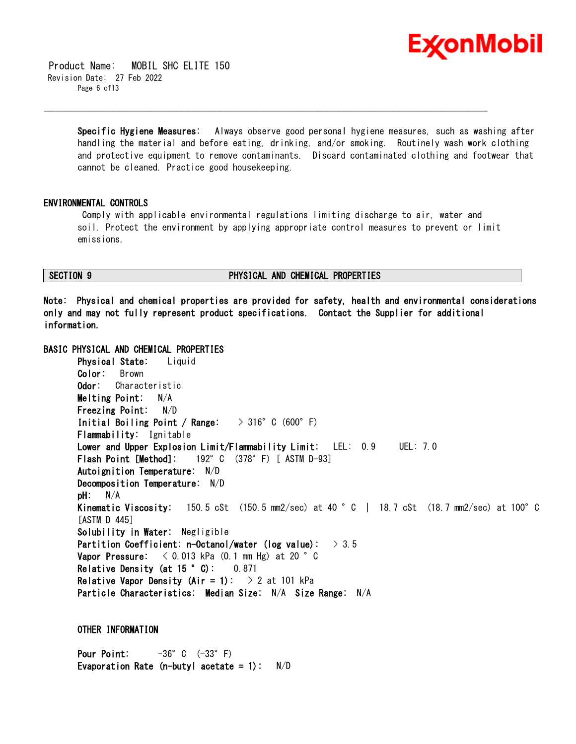**Specific Hygiene Measures:** Always observe good personal hygiene measures, such as washing after handling the material and before eating, drinking, and/or smoking. Routinely wash work clothing and protective equipment to remove contaminants. Discard contaminated clothing and footwear that cannot be cleaned. Practice good housekeeping.

### ENVIRONMENTAL CONTROLS

Comply with applicable environmental regulations limiting discharge to air, water and soil. Protect the environment by applying appropriate control measures to prevent or limit emissions.

## SECTION 9 PHYSICAL AND CHEMICAL PROPERTIES

**Note: Physical and chemical properties are provided for safety, health and environmental considerations only and may not fully represent product specifications. Contact the Supplier for additional information.**

### BASIC PHYSICAL AND CHEMICAL PROPERTIES

**Physical State:** Liquid
**Color:** Brown
**Odor:** Characteristic
**Melting Point:** N/A
**Freezing Point:** N/D
**Initial Boiling Point / Range:** > 316°C (600°F)
**Flammability:** Ignitable
**Lower and Upper Explosion Limit/Flammability Limit:** LEL: 0.9 UEL: 7.0
**Flash Point [Method]:** 192°C (378°F) [ ASTM D-93]
**Autoignition Temperature:** N/D
**Decomposition Temperature:** N/D
**pH:** N/A
**Kinematic Viscosity:** 150.5 cSt (150.5 mm2/sec) at 40 °C | 18.7 cSt (18.7 mm2/sec) at 100°C [ASTM D 445]
**Solubility in Water:** Negligible
**Partition Coefficient: n-Octanol/water (log value):** > 3.5
**Vapor Pressure:** < 0.013 kPa (0.1 mm Hg) at 20 °C
**Relative Density (at 15 °C):** 0.871
**Relative Vapor Density (Air = 1):** > 2 at 101 kPa
**Particle Characteristics: Median Size:** N/A **Size Range:** N/A

### OTHER INFORMATION

**Pour Point:** -36°C (-33°F)
**Evaporation Rate (n-butyl acetate = 1):** N/D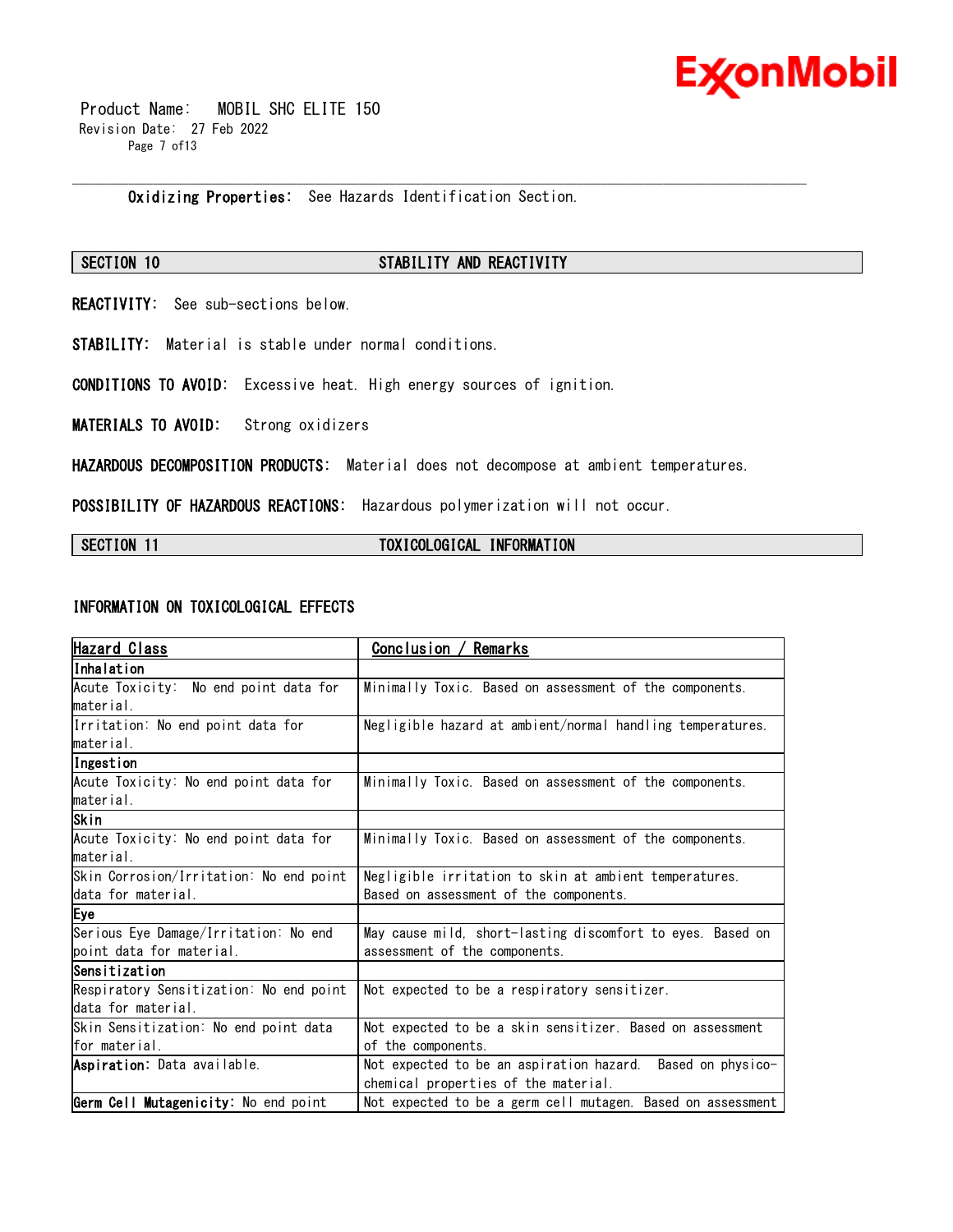**Oxidizing Properties:** See Hazards Identification Section.

## SECTION 10 STABILITY AND REACTIVITY

**REACTIVITY:** See sub-sections below.

**STABILITY:** Material is stable under normal conditions.

**CONDITIONS TO AVOID:** Excessive heat. High energy sources of ignition.

**MATERIALS TO AVOID:** Strong oxidizers

**HAZARDOUS DECOMPOSITION PRODUCTS:** Material does not decompose at ambient temperatures.

**POSSIBILITY OF HAZARDOUS REACTIONS:** Hazardous polymerization will not occur.

## SECTION 11 TOXICOLOGICAL INFORMATION

### INFORMATION ON TOXICOLOGICAL EFFECTS

| Hazard Class | Conclusion / Remarks |
|---|---|
| **Inhalation** | |
| Acute Toxicity: No end point data for material. | Minimally Toxic. Based on assessment of the components. |
| Irritation: No end point data for material. | Negligible hazard at ambient/normal handling temperatures. |
| **Ingestion** | |
| Acute Toxicity: No end point data for material. | Minimally Toxic. Based on assessment of the components. |
| **Skin** | |
| Acute Toxicity: No end point data for material. | Minimally Toxic. Based on assessment of the components. |
| Skin Corrosion/Irritation: No end point data for material. | Negligible irritation to skin at ambient temperatures. Based on assessment of the components. |
| **Eye** | |
| Serious Eye Damage/Irritation: No end point data for material. | May cause mild, short-lasting discomfort to eyes. Based on assessment of the components. |
| **Sensitization** | |
| Respiratory Sensitization: No end point data for material. | Not expected to be a respiratory sensitizer. |
| Skin Sensitization: No end point data for material. | Not expected to be a skin sensitizer. Based on assessment of the components. |
| **Aspiration:** Data available. | Not expected to be an aspiration hazard. Based on physico-chemical properties of the material. |
| **Germ Cell Mutagenicity:** No end point | Not expected to be a germ cell mutagen. Based on assessment |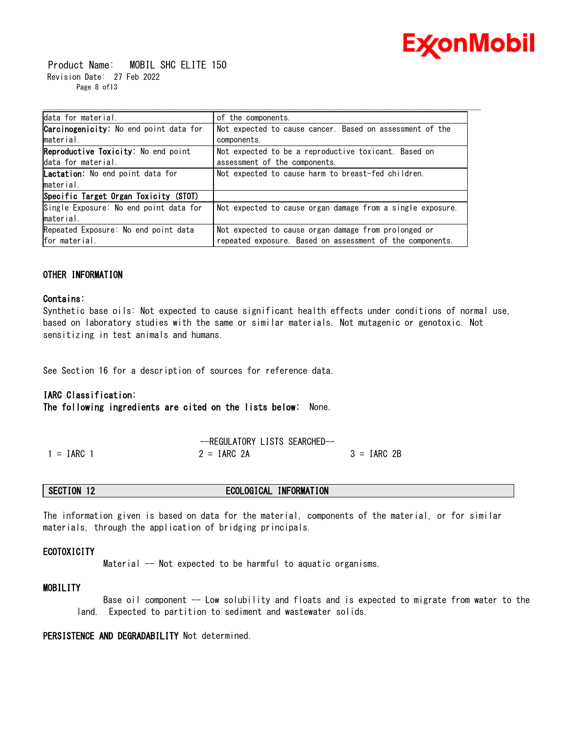| | |
|---|---|
| data for material. | of the components. |
| **Carcinogenicity:** No end point data for material. | Not expected to cause cancer. Based on assessment of the components. |
| **Reproductive Toxicity:** No end point data for material. | Not expected to be a reproductive toxicant. Based on assessment of the components. |
| **Lactation:** No end point data for material. | Not expected to cause harm to breast-fed children. |
| **Specific Target Organ Toxicity (STOT)** | |
| Single Exposure: No end point data for material. | Not expected to cause organ damage from a single exposure. |
| Repeated Exposure: No end point data for material. | Not expected to cause organ damage from prolonged or repeated exposure. Based on assessment of the components. |

### OTHER INFORMATION

**Contains:**

Synthetic base oils: Not expected to cause significant health effects under conditions of normal use, based on laboratory studies with the same or similar materials. Not mutagenic or genotoxic. Not sensitizing in test animals and humans.

See Section 16 for a description of sources for reference data.

**IARC Classification:**

**The following ingredients are cited on the lists below:** None.

--REGULATORY LISTS SEARCHED--

1 = IARC 1 &nbsp;&nbsp;&nbsp; 2 = IARC 2A &nbsp;&nbsp;&nbsp; 3 = IARC 2B

## SECTION 12 ECOLOGICAL INFORMATION

The information given is based on data for the material, components of the material, or for similar materials, through the application of bridging principals.

### ECOTOXICITY

Material -- Not expected to be harmful to aquatic organisms.

### MOBILITY

Base oil component -- Low solubility and floats and is expected to migrate from water to the land. Expected to partition to sediment and wastewater solids.

**PERSISTENCE AND DEGRADABILITY** Not determined.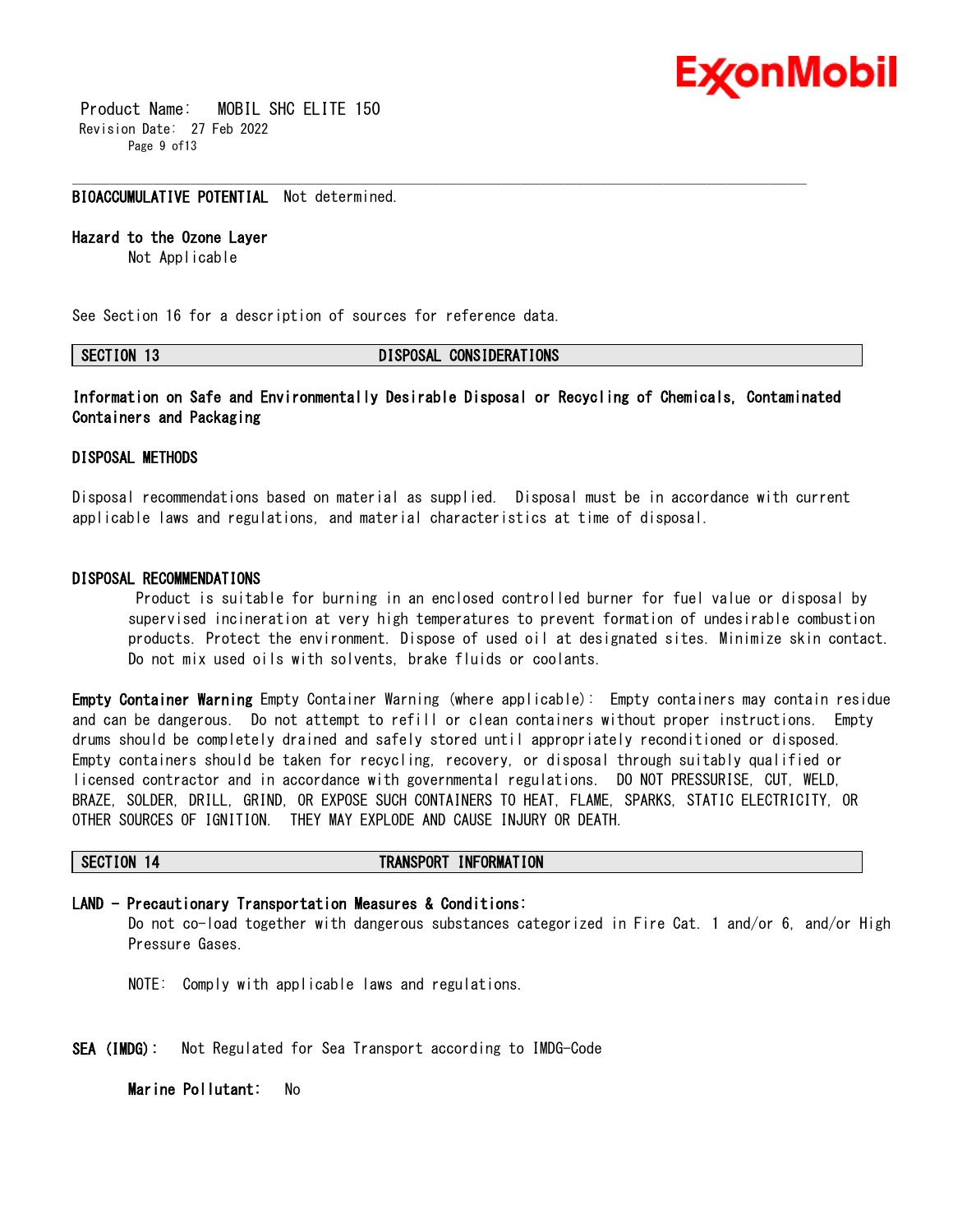**BIOACCUMULATIVE POTENTIAL** Not determined.

**Hazard to the Ozone Layer**

Not Applicable

See Section 16 for a description of sources for reference data.

## SECTION 13 DISPOSAL CONSIDERATIONS

**Information on Safe and Environmentally Desirable Disposal or Recycling of Chemicals, Contaminated Containers and Packaging**

### DISPOSAL METHODS

Disposal recommendations based on material as supplied. Disposal must be in accordance with current applicable laws and regulations, and material characteristics at time of disposal.

### DISPOSAL RECOMMENDATIONS

Product is suitable for burning in an enclosed controlled burner for fuel value or disposal by supervised incineration at very high temperatures to prevent formation of undesirable combustion products. Protect the environment. Dispose of used oil at designated sites. Minimize skin contact. Do not mix used oils with solvents, brake fluids or coolants.

**Empty Container Warning** Empty Container Warning (where applicable): Empty containers may contain residue and can be dangerous. Do not attempt to refill or clean containers without proper instructions. Empty drums should be completely drained and safely stored until appropriately reconditioned or disposed. Empty containers should be taken for recycling, recovery, or disposal through suitably qualified or licensed contractor and in accordance with governmental regulations. DO NOT PRESSURISE, CUT, WELD, BRAZE, SOLDER, DRILL, GRIND, OR EXPOSE SUCH CONTAINERS TO HEAT, FLAME, SPARKS, STATIC ELECTRICITY, OR OTHER SOURCES OF IGNITION. THEY MAY EXPLODE AND CAUSE INJURY OR DEATH.

## SECTION 14 TRANSPORT INFORMATION

**LAND - Precautionary Transportation Measures & Conditions:**

Do not co-load together with dangerous substances categorized in Fire Cat. 1 and/or 6, and/or High Pressure Gases.

NOTE: Comply with applicable laws and regulations.

**SEA (IMDG):** Not Regulated for Sea Transport according to IMDG-Code

**Marine Pollutant:** No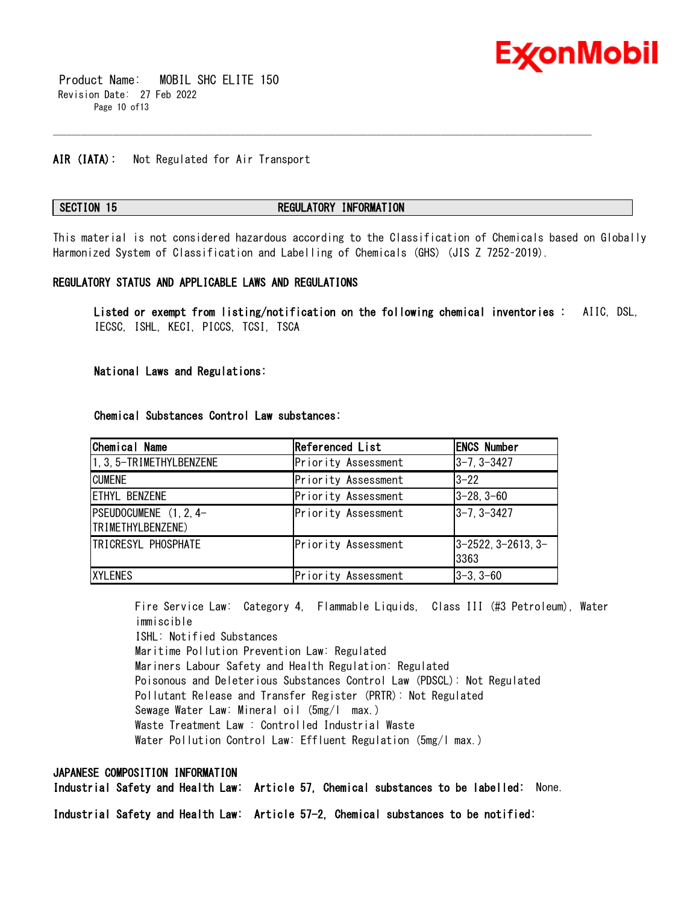**AIR (IATA):** Not Regulated for Air Transport

## SECTION 15 REGULATORY INFORMATION

This material is not considered hazardous according to the Classification of Chemicals based on Globally Harmonized System of Classification and Labelling of Chemicals (GHS) (JIS Z 7252-2019).

### REGULATORY STATUS AND APPLICABLE LAWS AND REGULATIONS

**Listed or exempt from listing/notification on the following chemical inventories :** AIIC, DSL, IECSC, ISHL, KECI, PICCS, TCSI, TSCA

**National Laws and Regulations:**

**Chemical Substances Control Law substances:**

| Chemical Name | Referenced List | ENCS Number |
|---|---|---|
| 1,3,5-TRIMETHYLBENZENE | Priority Assessment | 3-7, 3-3427 |
| CUMENE | Priority Assessment | 3-22 |
| ETHYL BENZENE | Priority Assessment | 3-28, 3-60 |
| PSEUDOCUMENE (1,2,4-TRIMETHYLBENZENE) | Priority Assessment | 3-7, 3-3427 |
| TRICRESYL PHOSPHATE | Priority Assessment | 3-2522, 3-2613, 3-3363 |
| XYLENES | Priority Assessment | 3-3, 3-60 |

Fire Service Law: Category 4, Flammable Liquids, Class III (#3 Petroleum), Water immiscible
ISHL: Notified Substances
Maritime Pollution Prevention Law: Regulated
Mariners Labour Safety and Health Regulation: Regulated
Poisonous and Deleterious Substances Control Law (PDSCL): Not Regulated
Pollutant Release and Transfer Register (PRTR): Not Regulated
Sewage Water Law: Mineral oil (5mg/l max.)
Waste Treatment Law : Controlled Industrial Waste
Water Pollution Control Law: Effluent Regulation (5mg/l max.)

### JAPANESE COMPOSITION INFORMATION

**Industrial Safety and Health Law: Article 57, Chemical substances to be labelled:** None.

**Industrial Safety and Health Law: Article 57-2, Chemical substances to be notified:**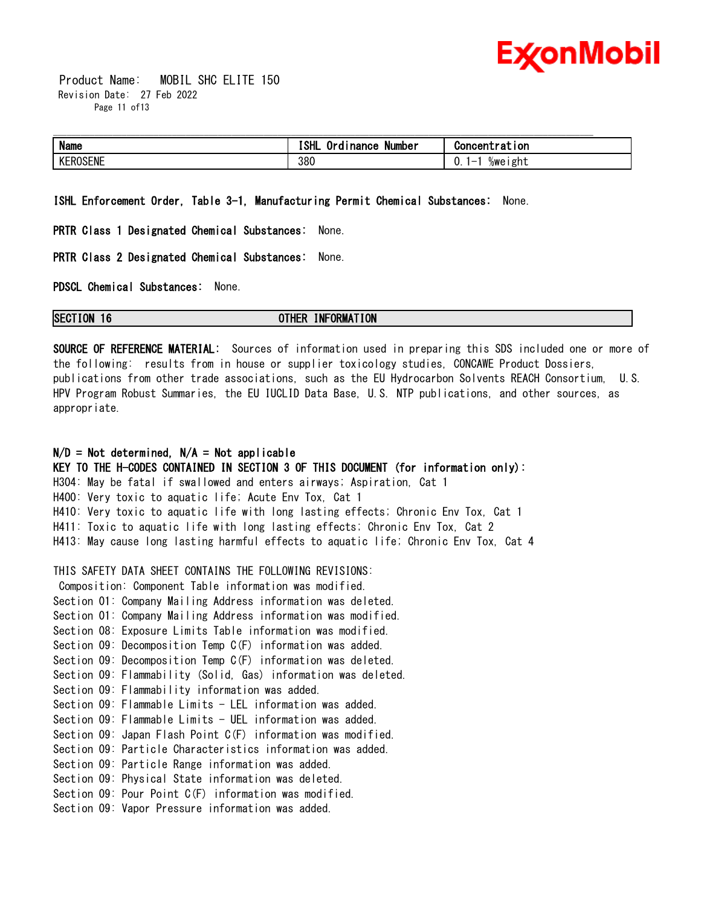| Name | ISHL Ordinance Number | Concentration |
| --- | --- | --- |
| KEROSENE | 380 | 0.1-1 %weight |

**ISHL Enforcement Order, Table 3-1, Manufacturing Permit Chemical Substances:** None.

**PRTR Class 1 Designated Chemical Substances:** None.

**PRTR Class 2 Designated Chemical Substances:** None.

**PDSCL Chemical Substances:** None.

## SECTION 16 OTHER INFORMATION

**SOURCE OF REFERENCE MATERIAL:** Sources of information used in preparing this SDS included one or more of the following: results from in house or supplier toxicology studies, CONCAWE Product Dossiers, publications from other trade associations, such as the EU Hydrocarbon Solvents REACH Consortium, U.S. HPV Program Robust Summaries, the EU IUCLID Data Base, U.S. NTP publications, and other sources, as appropriate.

**N/D = Not determined, N/A = Not applicable**

**KEY TO THE H-CODES CONTAINED IN SECTION 3 OF THIS DOCUMENT (for information only):**

H304: May be fatal if swallowed and enters airways; Aspiration, Cat 1
H400: Very toxic to aquatic life; Acute Env Tox, Cat 1
H410: Very toxic to aquatic life with long lasting effects; Chronic Env Tox, Cat 1
H411: Toxic to aquatic life with long lasting effects; Chronic Env Tox, Cat 2
H413: May cause long lasting harmful effects to aquatic life; Chronic Env Tox, Cat 4

THIS SAFETY DATA SHEET CONTAINS THE FOLLOWING REVISIONS:
Composition: Component Table information was modified.
Section 01: Company Mailing Address information was deleted.
Section 01: Company Mailing Address information was modified.
Section 08: Exposure Limits Table information was modified.
Section 09: Decomposition Temp C(F) information was added.
Section 09: Decomposition Temp C(F) information was deleted.
Section 09: Flammability (Solid, Gas) information was deleted.
Section 09: Flammability information was added.
Section 09: Flammable Limits - LEL information was added.
Section 09: Flammable Limits - UEL information was added.
Section 09: Japan Flash Point C(F) information was modified.
Section 09: Particle Characteristics information was added.
Section 09: Particle Range information was added.
Section 09: Physical State information was deleted.
Section 09: Pour Point C(F) information was modified.
Section 09: Vapor Pressure information was added.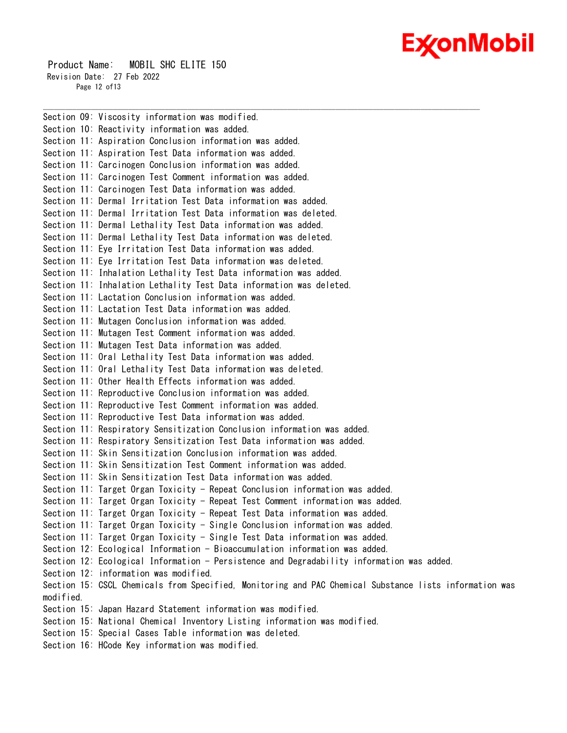Section 09: Viscosity information was modified.
Section 10: Reactivity information was added.
Section 11: Aspiration Conclusion information was added.
Section 11: Aspiration Test Data information was added.
Section 11: Carcinogen Conclusion information was added.
Section 11: Carcinogen Test Comment information was added.
Section 11: Carcinogen Test Data information was added.
Section 11: Dermal Irritation Test Data information was added.
Section 11: Dermal Irritation Test Data information was deleted.
Section 11: Dermal Lethality Test Data information was added.
Section 11: Dermal Lethality Test Data information was deleted.
Section 11: Eye Irritation Test Data information was added.
Section 11: Eye Irritation Test Data information was deleted.
Section 11: Inhalation Lethality Test Data information was added.
Section 11: Inhalation Lethality Test Data information was deleted.
Section 11: Lactation Conclusion information was added.
Section 11: Lactation Test Data information was added.
Section 11: Mutagen Conclusion information was added.
Section 11: Mutagen Test Comment information was added.
Section 11: Mutagen Test Data information was added.
Section 11: Oral Lethality Test Data information was added.
Section 11: Oral Lethality Test Data information was deleted.
Section 11: Other Health Effects information was added.
Section 11: Reproductive Conclusion information was added.
Section 11: Reproductive Test Comment information was added.
Section 11: Reproductive Test Data information was added.
Section 11: Respiratory Sensitization Conclusion information was added.
Section 11: Respiratory Sensitization Test Data information was added.
Section 11: Skin Sensitization Conclusion information was added.
Section 11: Skin Sensitization Test Comment information was added.
Section 11: Skin Sensitization Test Data information was added.
Section 11: Target Organ Toxicity - Repeat Conclusion information was added.
Section 11: Target Organ Toxicity - Repeat Test Comment information was added.
Section 11: Target Organ Toxicity - Repeat Test Data information was added.
Section 11: Target Organ Toxicity - Single Conclusion information was added.
Section 11: Target Organ Toxicity - Single Test Data information was added.
Section 12: Ecological Information - Bioaccumulation information was added.
Section 12: Ecological Information - Persistence and Degradability information was added.
Section 12: information was modified.
Section 15: CSCL Chemicals from Specified, Monitoring and PAC Chemical Substance lists information was modified.
Section 15: Japan Hazard Statement information was modified.
Section 15: National Chemical Inventory Listing information was modified.
Section 15: Special Cases Table information was deleted.
Section 16: HCode Key information was modified.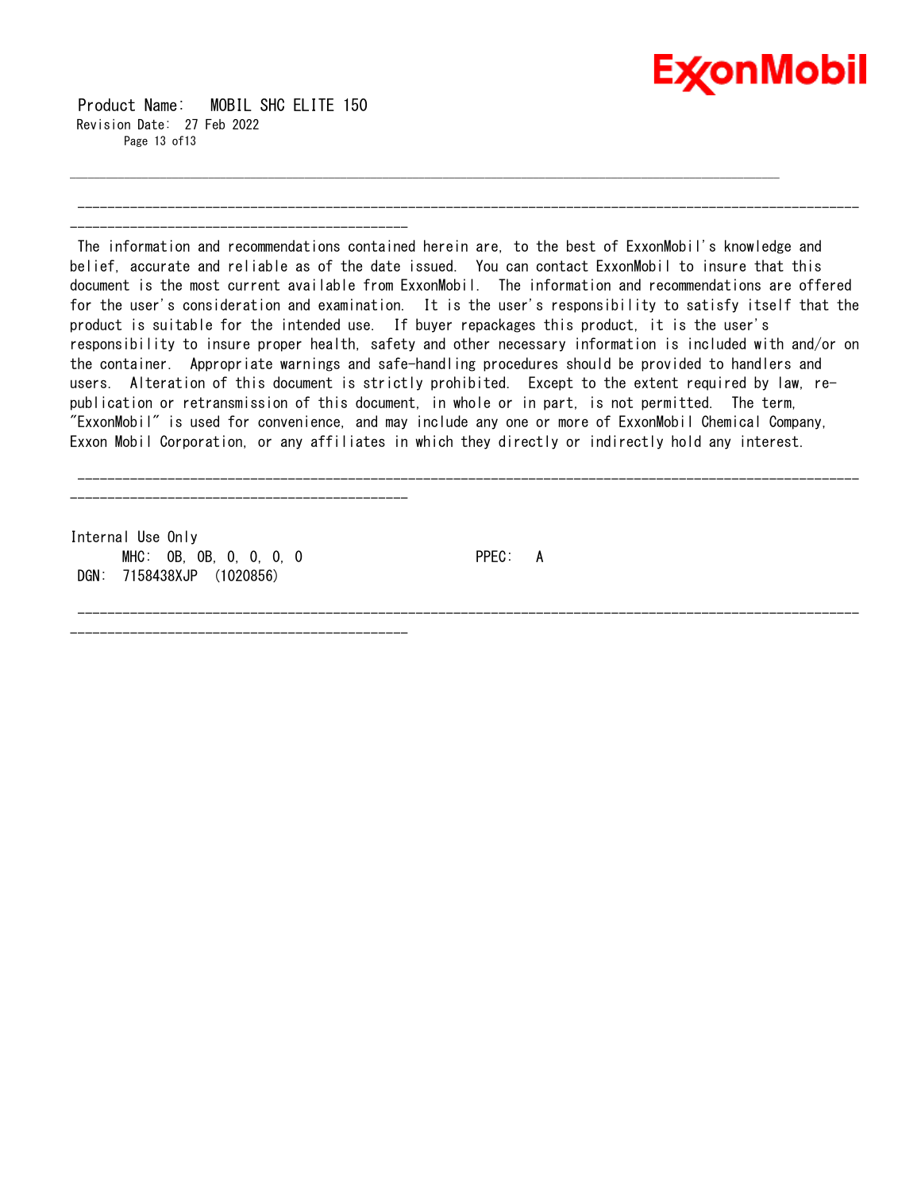The information and recommendations contained herein are, to the best of ExxonMobil's knowledge and belief, accurate and reliable as of the date issued. You can contact ExxonMobil to insure that this document is the most current available from ExxonMobil. The information and recommendations are offered for the user's consideration and examination. It is the user's responsibility to satisfy itself that the product is suitable for the intended use. If buyer repackages this product, it is the user's responsibility to insure proper health, safety and other necessary information is included with and/or on the container. Appropriate warnings and safe-handling procedures should be provided to handlers and users. Alteration of this document is strictly prohibited. Except to the extent required by law, re-publication or retransmission of this document, in whole or in part, is not permitted. The term, "ExxonMobil" is used for convenience, and may include any one or more of ExxonMobil Chemical Company, Exxon Mobil Corporation, or any affiliates in which they directly or indirectly hold any interest.

---

Internal Use Only

MHC: 0B, 0B, 0, 0, 0, 0 PPEC: A

DGN: 7158438XJP (1020856)

---